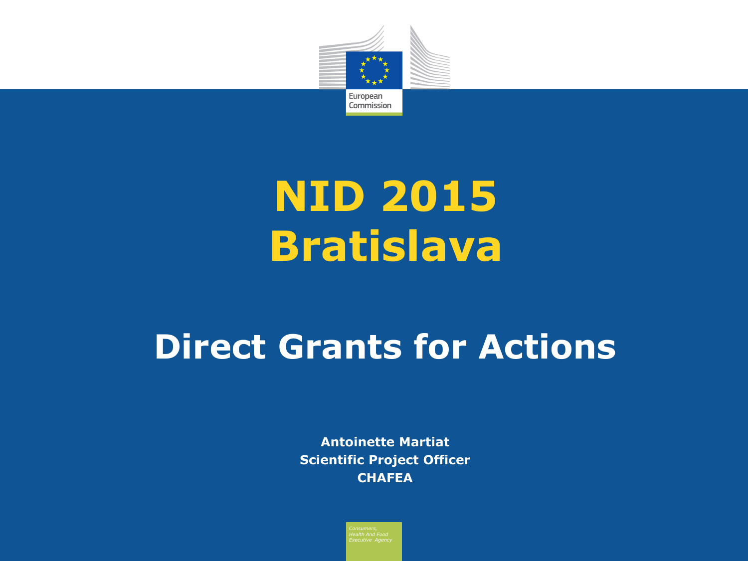# NID 2015 Bratislava

## Direct Grants for Actions

**Antoinette Martiat**
**Scientific Project Officer**
**CHAFEA**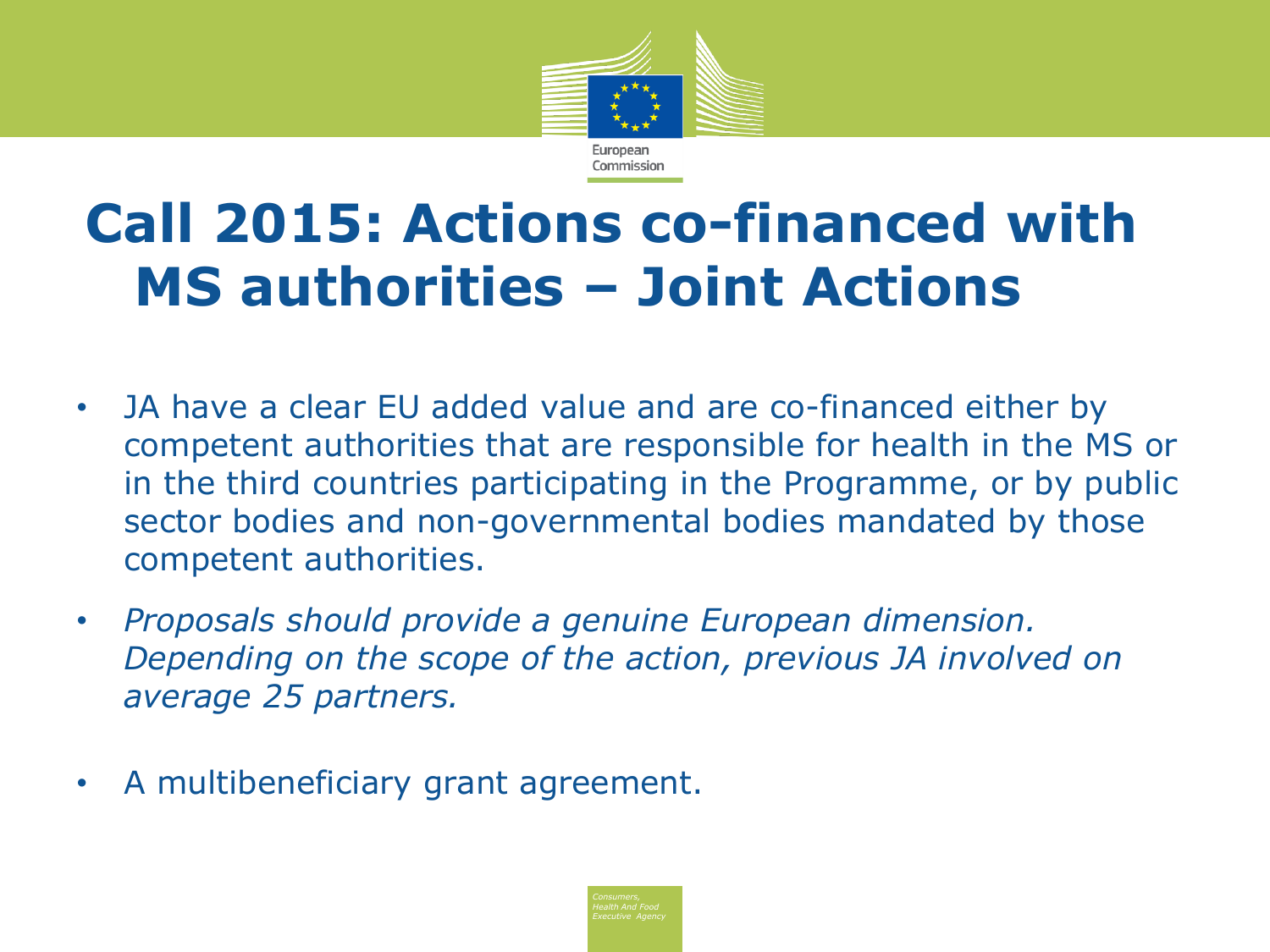# Call 2015: Actions co-financed with MS authorities – Joint Actions

- JA have a clear EU added value and are co-financed either by competent authorities that are responsible for health in the MS or in the third countries participating in the Programme, or by public sector bodies and non-governmental bodies mandated by those competent authorities.
- *Proposals should provide a genuine European dimension. Depending on the scope of the action, previous JA involved on average 25 partners.*
- A multibeneficiary grant agreement.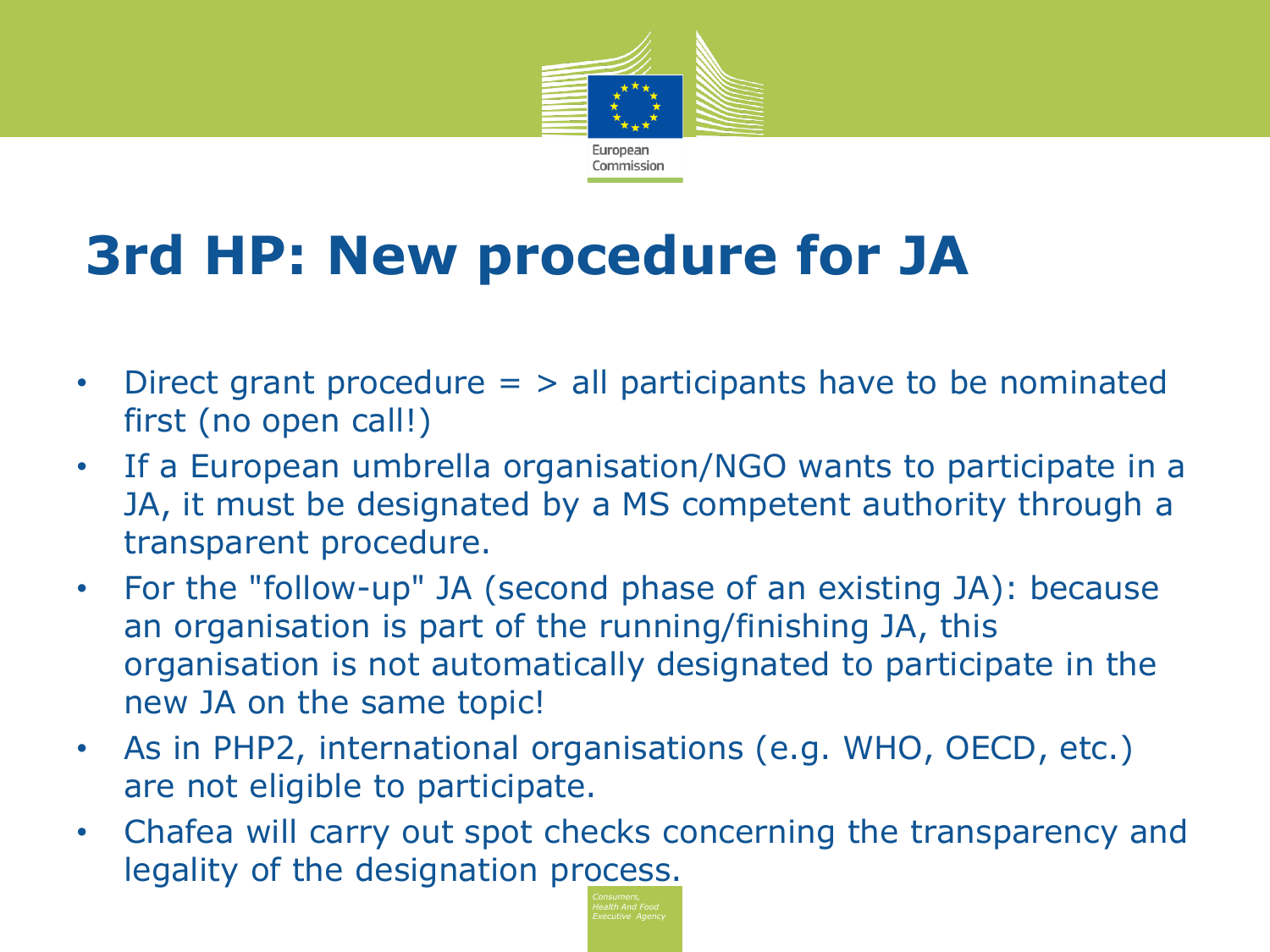# 3rd HP: New procedure for JA

- Direct grant procedure = > all participants have to be nominated first (no open call!)
- If a European umbrella organisation/NGO wants to participate in a JA, it must be designated by a MS competent authority through a transparent procedure.
- For the "follow-up" JA (second phase of an existing JA): because an organisation is part of the running/finishing JA, this organisation is not automatically designated to participate in the new JA on the same topic!
- As in PHP2, international organisations (e.g. WHO, OECD, etc.) are not eligible to participate.
- Chafea will carry out spot checks concerning the transparency and legality of the designation process.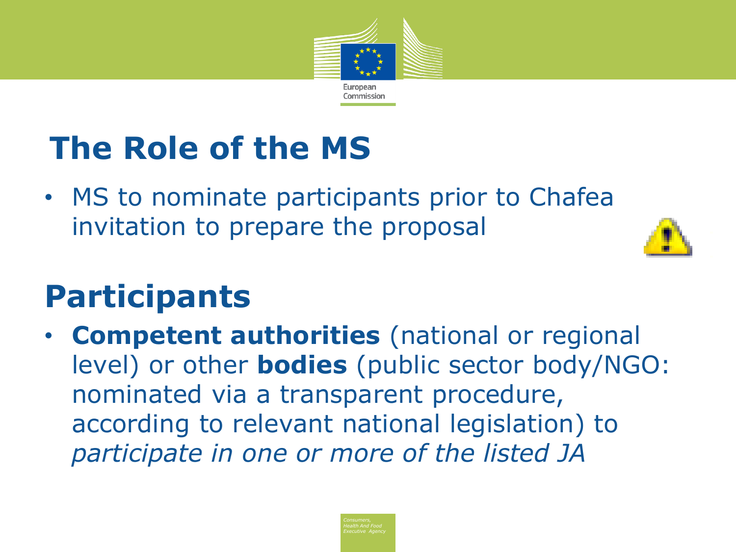# The Role of the MS

- MS to nominate participants prior to Chafea invitation to prepare the proposal

# Participants

- **Competent authorities** (national or regional level) or other **bodies** (public sector body/NGO: nominated via a transparent procedure, according to relevant national legislation) to *participate in one or more of the listed JA*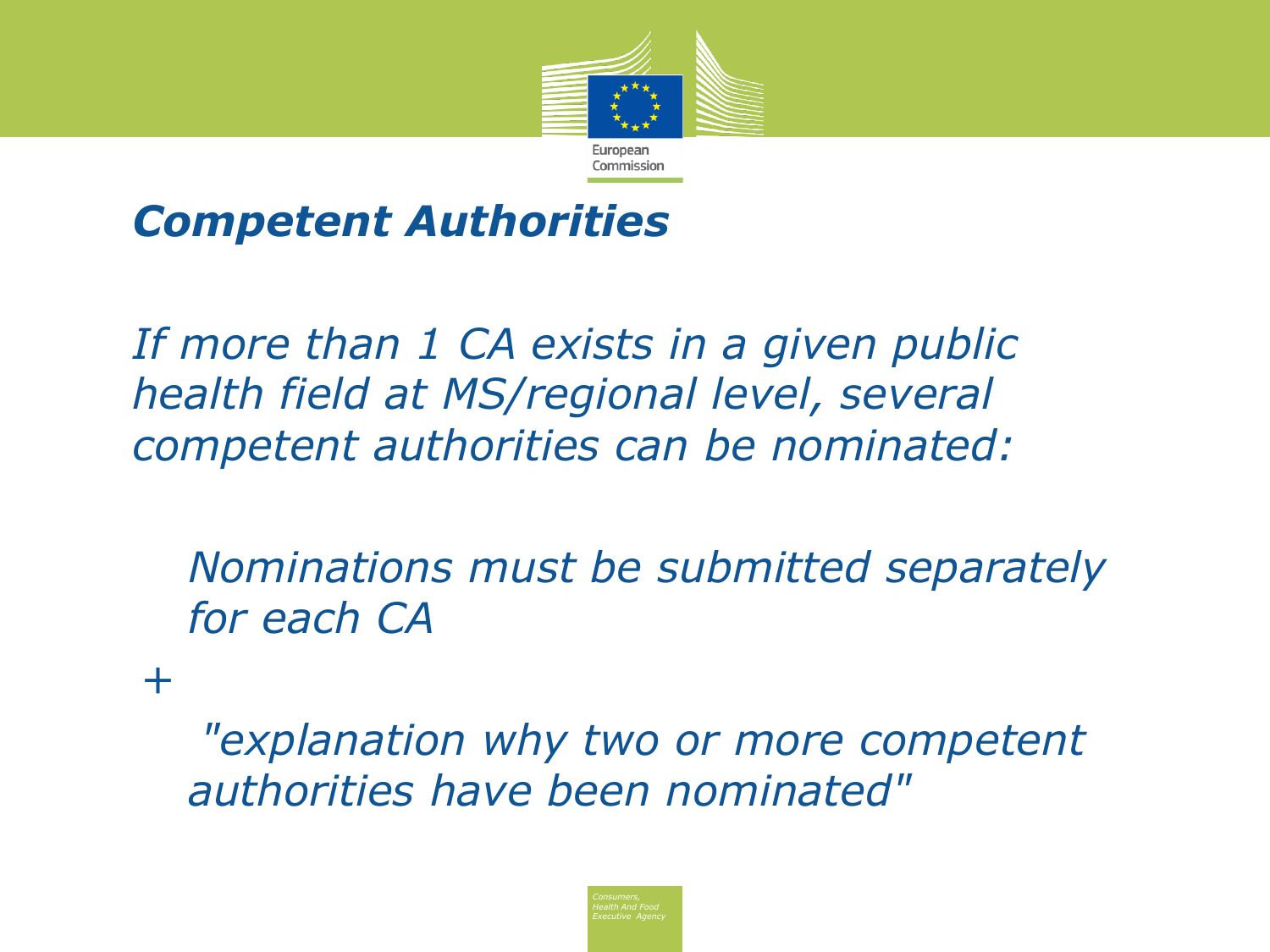## *Competent Authorities*

*If more than 1 CA exists in a given public health field at MS/regional level, several competent authorities can be nominated:*

*Nominations must be submitted separately for each CA*

*+*

*"explanation why two or more competent authorities have been nominated"*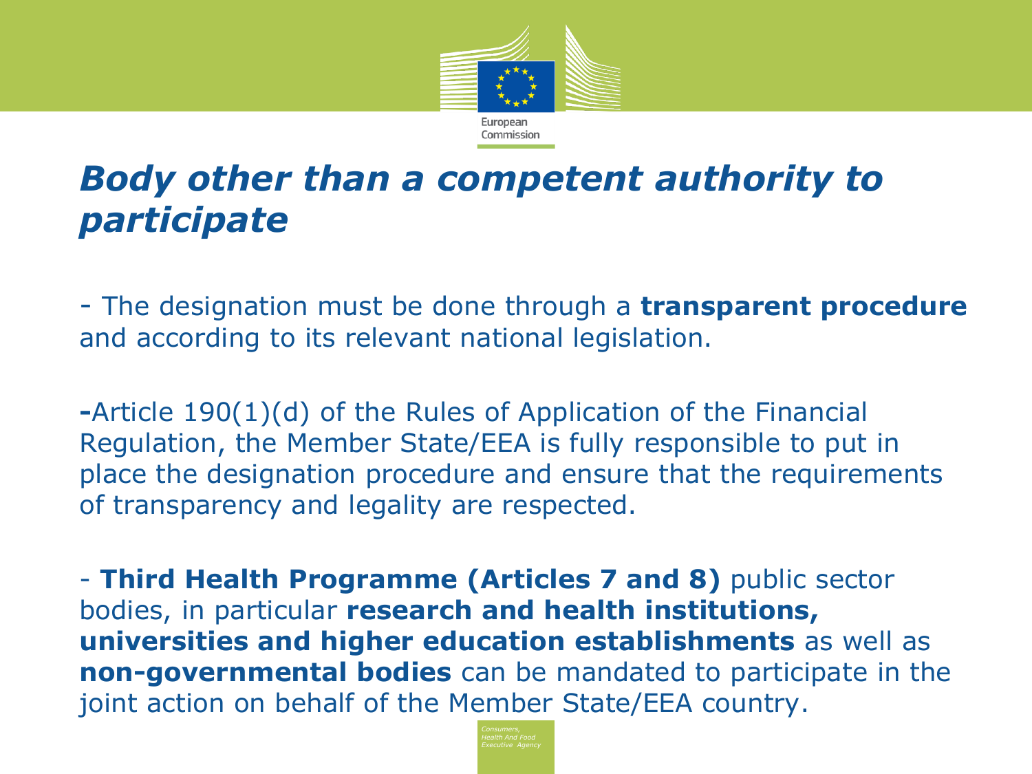# *Body other than a competent authority to participate*

- The designation must be done through a **transparent procedure** and according to its relevant national legislation.

-Article 190(1)(d) of the Rules of Application of the Financial Regulation, the Member State/EEA is fully responsible to put in place the designation procedure and ensure that the requirements of transparency and legality are respected.

- **Third Health Programme (Articles 7 and 8)** public sector bodies, in particular **research and health institutions, universities and higher education establishments** as well as **non-governmental bodies** can be mandated to participate in the joint action on behalf of the Member State/EEA country.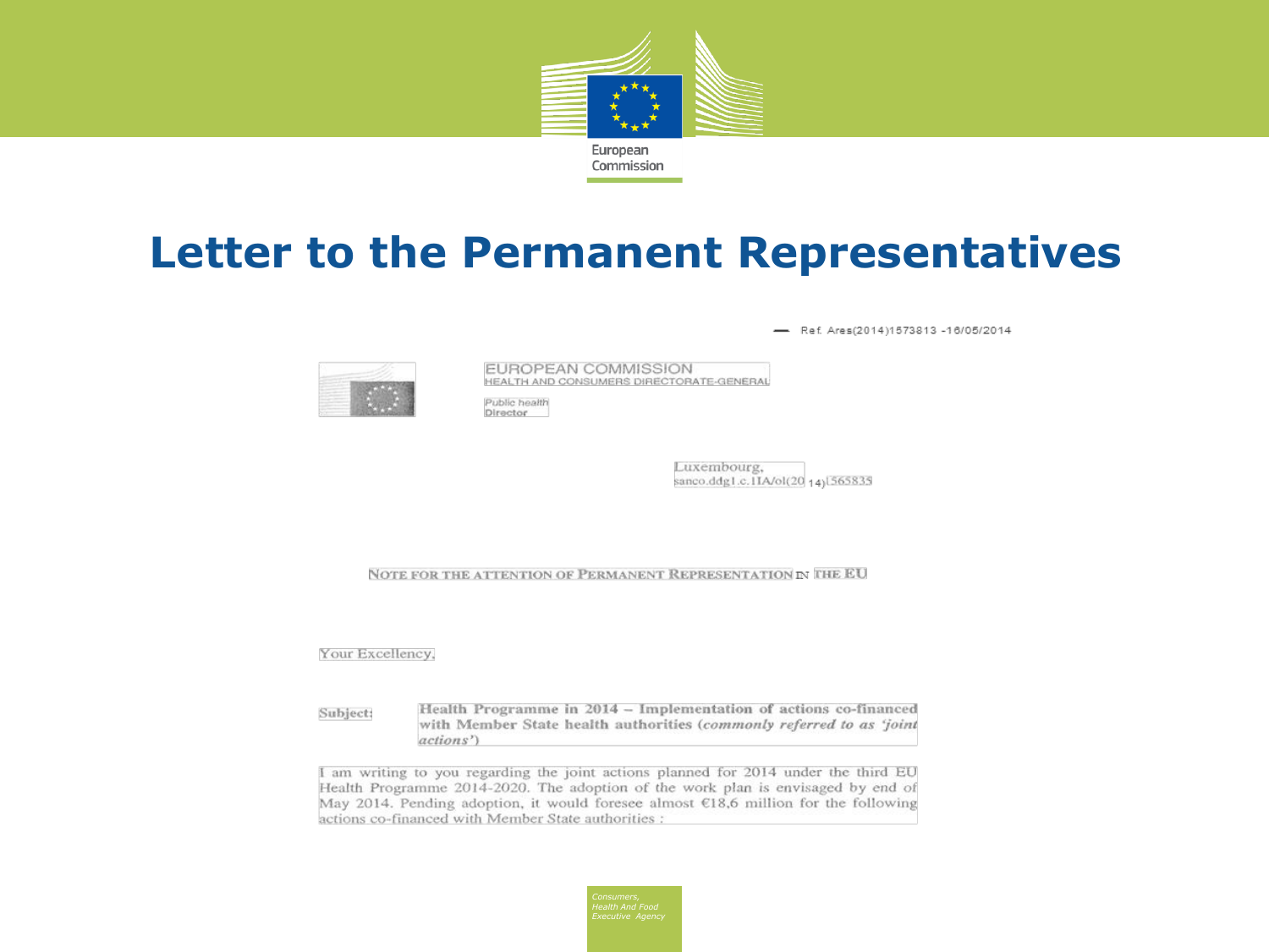# Letter to the Permanent Representatives

Ref. Ares(2014)1573813 -16/05/2014

EUROPEAN COMMISSION
HEALTH AND CONSUMERS DIRECTORATE-GENERAL

Public health
Director

Luxembourg,
sanco.ddg1.c.1IA/ol(2014)565835

NOTE FOR THE ATTENTION OF PERMANENT REPRESENTATION IN THE EU

Your Excellency,

Subject: **Health Programme in 2014 – Implementation of actions co-financed with Member State health authorities (*commonly referred to as 'joint actions'*)**

I am writing to you regarding the joint actions planned for 2014 under the third EU Health Programme 2014-2020. The adoption of the work plan is envisaged by end of May 2014. Pending adoption, it would foresee almost €18,6 million for the following actions co-financed with Member State authorities :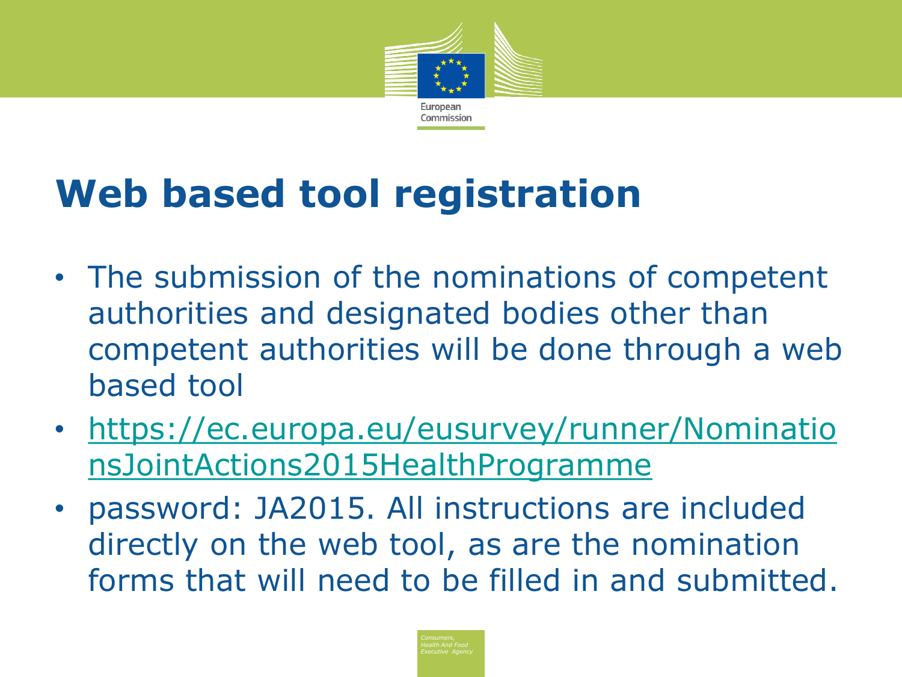# Web based tool registration

- The submission of the nominations of competent authorities and designated bodies other than competent authorities will be done through a web based tool
- https://ec.europa.eu/eusurvey/runner/NominationsJointActions2015HealthProgramme
- password: JA2015. All instructions are included directly on the web tool, as are the nomination forms that will need to be filled in and submitted.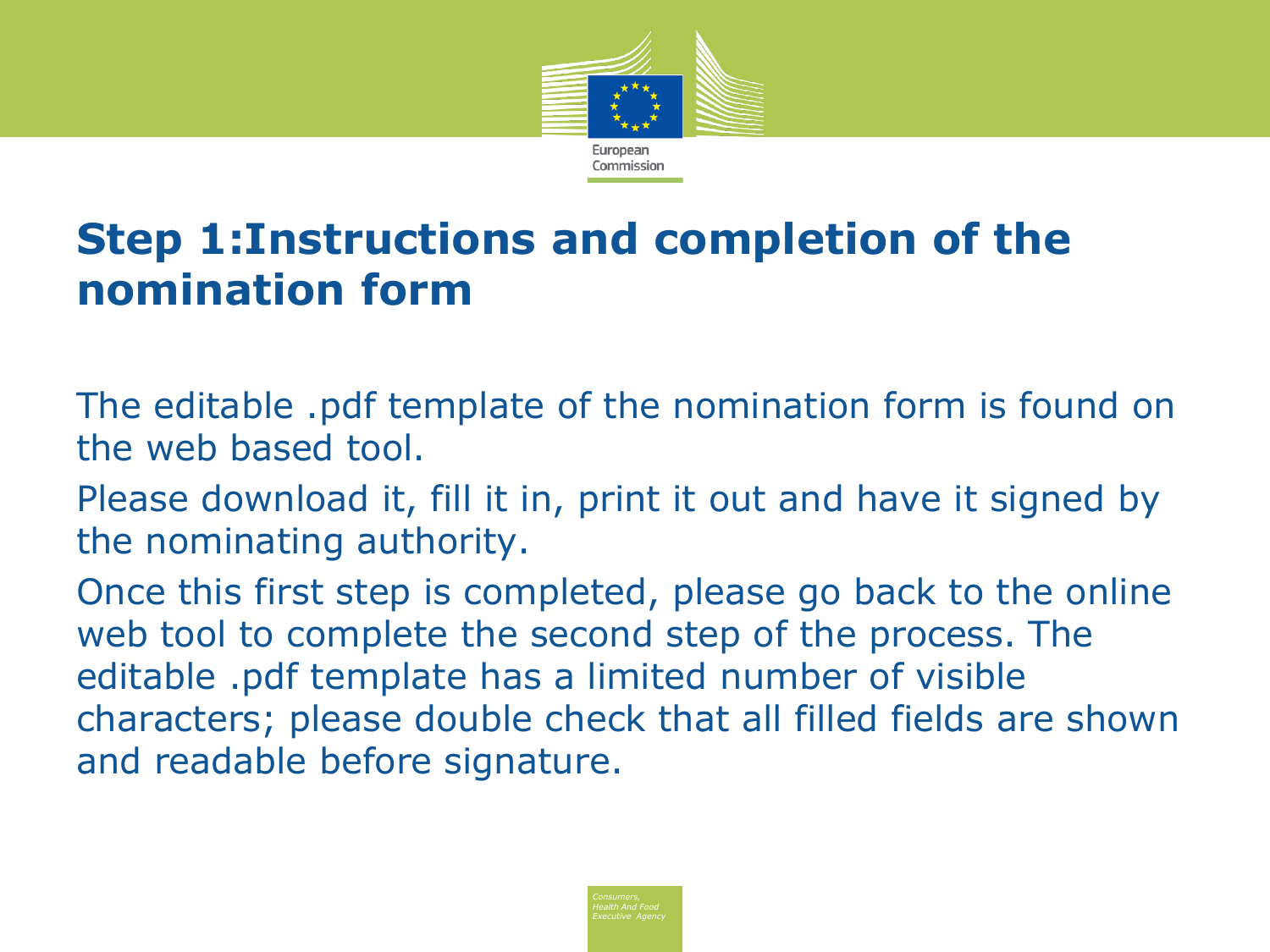# Step 1:Instructions and completion of the nomination form

The editable .pdf template of the nomination form is found on the web based tool.

Please download it, fill it in, print it out and have it signed by the nominating authority.

Once this first step is completed, please go back to the online web tool to complete the second step of the process. The editable .pdf template has a limited number of visible characters; please double check that all filled fields are shown and readable before signature.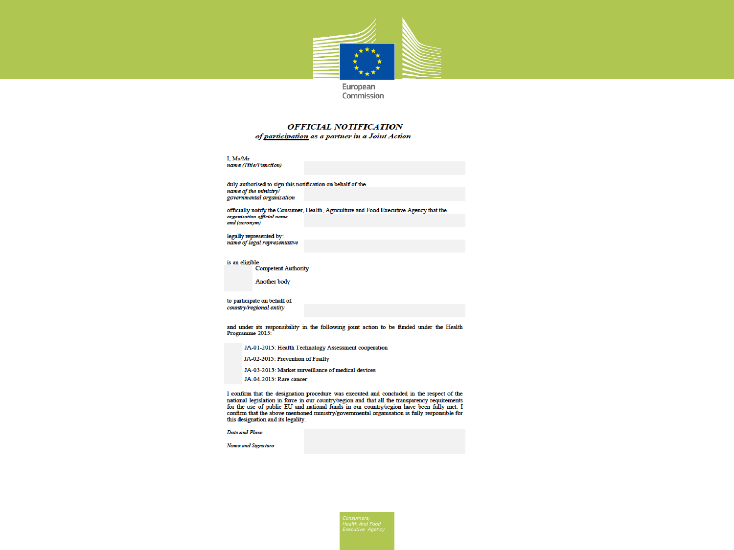European Commission

# *OFFICIAL NOTIFICATION*

### *of* ***participation*** *as a partner in a Joint Action*

I, Ms/Mr
*name (Title/Function)*

duly authorised to sign this notification on behalf of the
*name of the ministry/ governmental organisation*

officially notify the Consumer, Health, Agriculture and Food Executive Agency that the
*organisation official name and (acronym)*

legally represented by:
*name of legal representative*

is an eligible
- Competent Authority
- Another body

to participate on behalf of
*country/regional entity*

and under its responsibility in the following joint action to be funded under the Health Programme 2015:

- JA-01-2015: Health Technology Assessment cooperation
- JA-02-2015: Prevention of Frailty
- JA-03-2015: Market surveillance of medical devices
- JA-04-2015: Rare cancer

I confirm that the designation procedure was executed and concluded in the respect of the national legislation in force in our country/region and that all the transparency requirements for the use of public EU and national funds in our country/region have been fully met. I confirm that the above mentioned ministry/governmental organisation is fully responsible for this designation and its legality.

*Date and Place*

*Name and Signature*

*Consumers, Health And Food Executive Agency*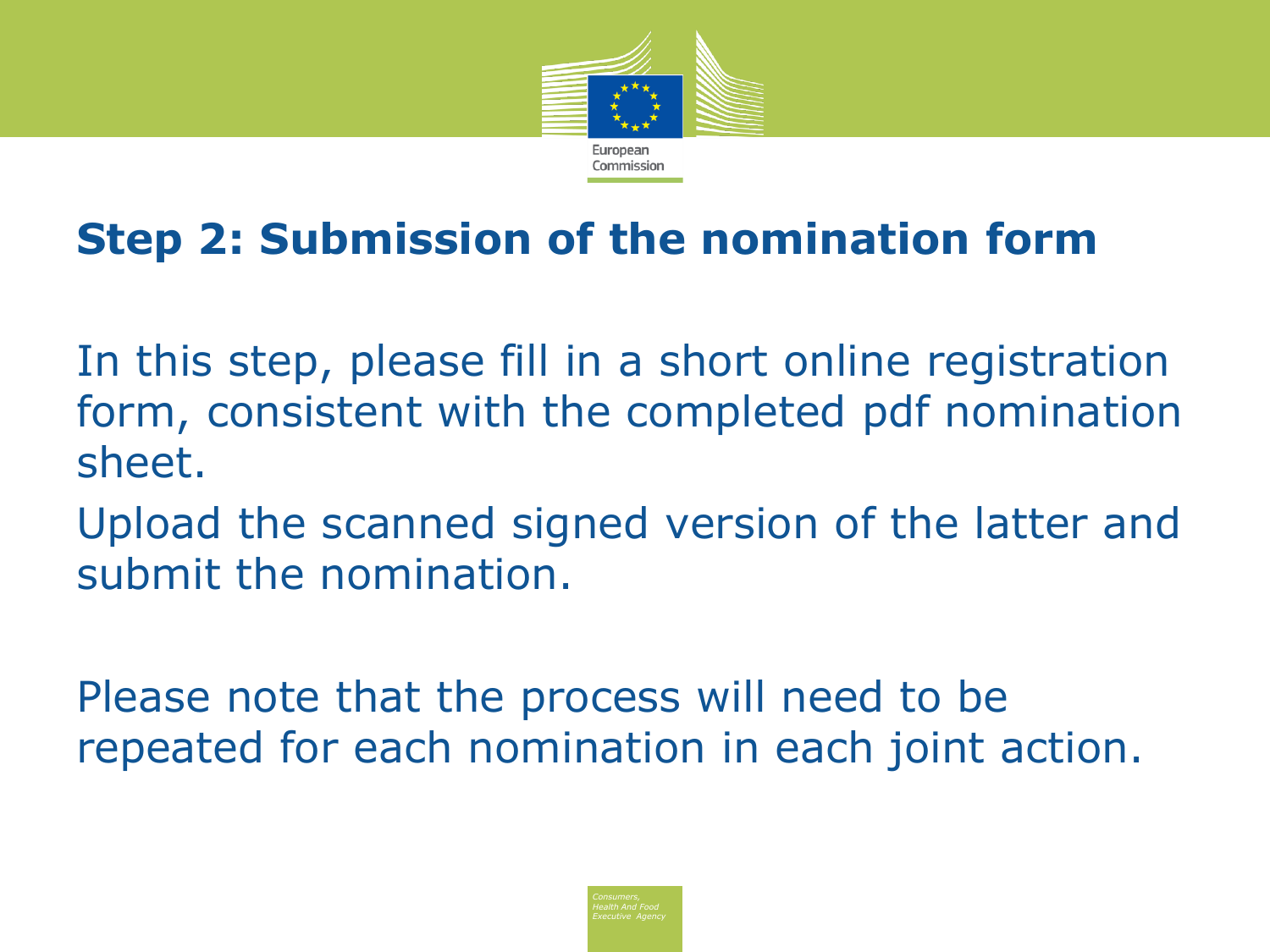## Step 2: Submission of the nomination form

In this step, please fill in a short online registration form, consistent with the completed pdf nomination sheet.

Upload the scanned signed version of the latter and submit the nomination.

Please note that the process will need to be repeated for each nomination in each joint action.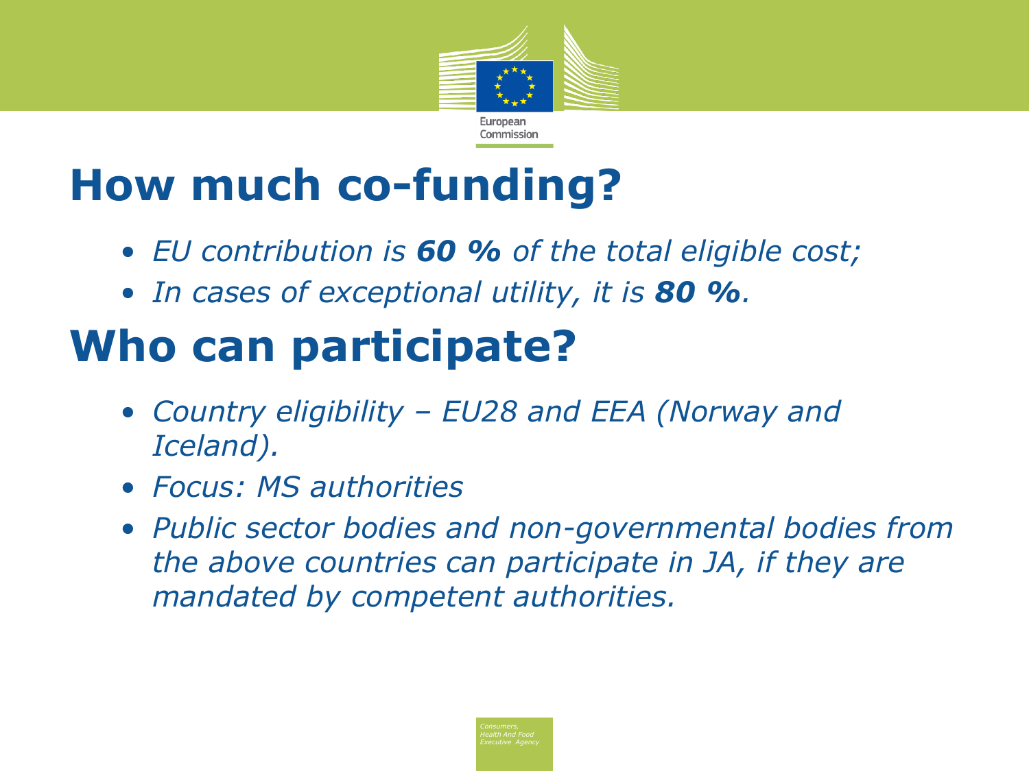# How much co-funding?

- *EU contribution is **60 %** of the total eligible cost;*
- *In cases of exceptional utility, it is **80 %**.*

# Who can participate?

- *Country eligibility – EU28 and EEA (Norway and Iceland).*
- *Focus: MS authorities*
- *Public sector bodies and non-governmental bodies from the above countries can participate in JA, if they are mandated by competent authorities.*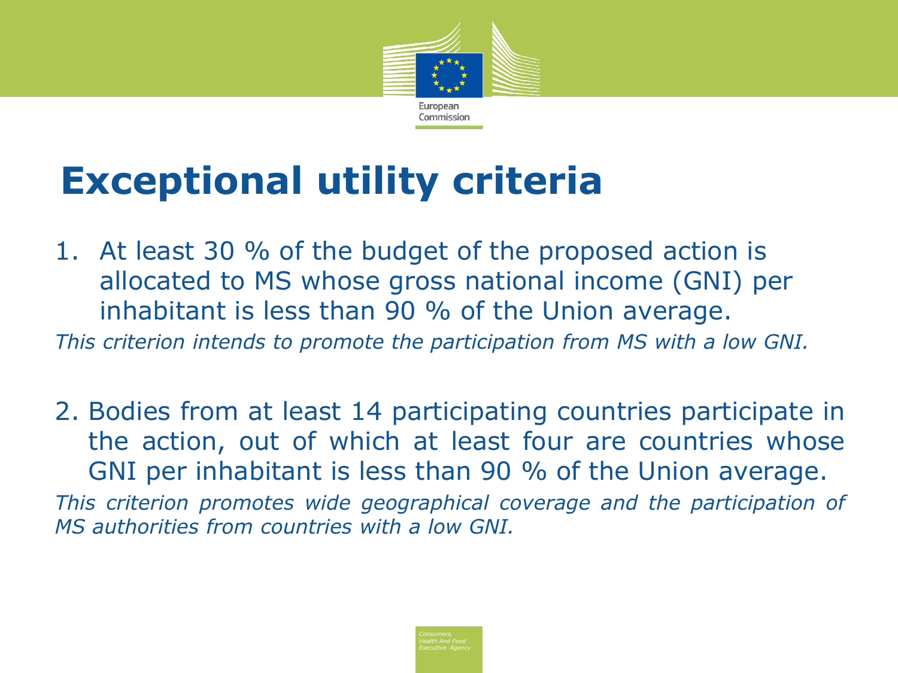# Exceptional utility criteria

1. At least 30 % of the budget of the proposed action is allocated to MS whose gross national income (GNI) per inhabitant is less than 90 % of the Union average.

*This criterion intends to promote the participation from MS with a low GNI.*

2. Bodies from at least 14 participating countries participate in the action, out of which at least four are countries whose GNI per inhabitant is less than 90 % of the Union average.

*This criterion promotes wide geographical coverage and the participation of MS authorities from countries with a low GNI.*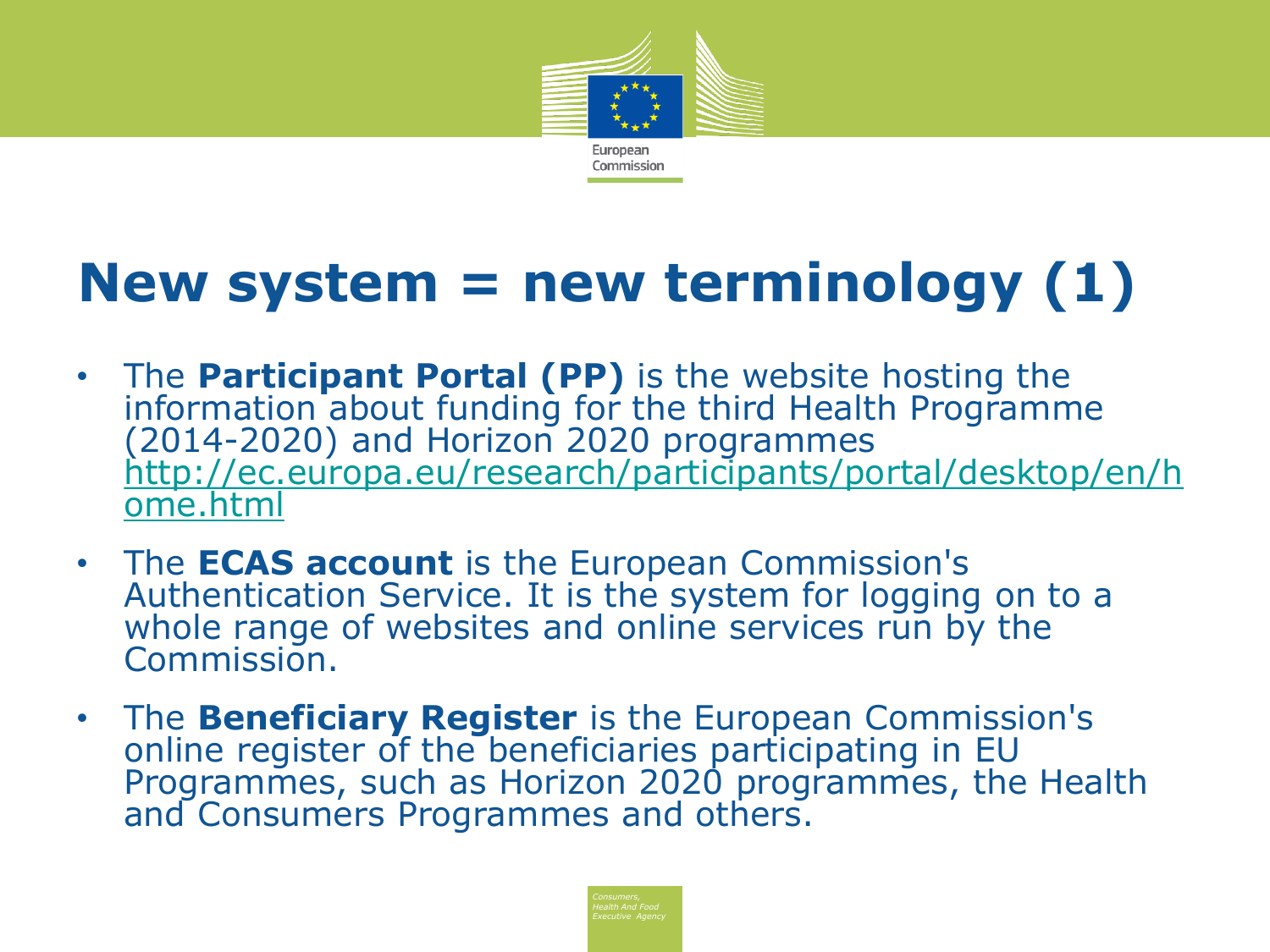# New system = new terminology (1)

- The **Participant Portal (PP)** is the website hosting the information about funding for the third Health Programme (2014-2020) and Horizon 2020 programmes http://ec.europa.eu/research/participants/portal/desktop/en/home.html
- The **ECAS account** is the European Commission's Authentication Service. It is the system for logging on to a whole range of websites and online services run by the Commission.
- The **Beneficiary Register** is the European Commission's online register of the beneficiaries participating in EU Programmes, such as Horizon 2020 programmes, the Health and Consumers Programmes and others.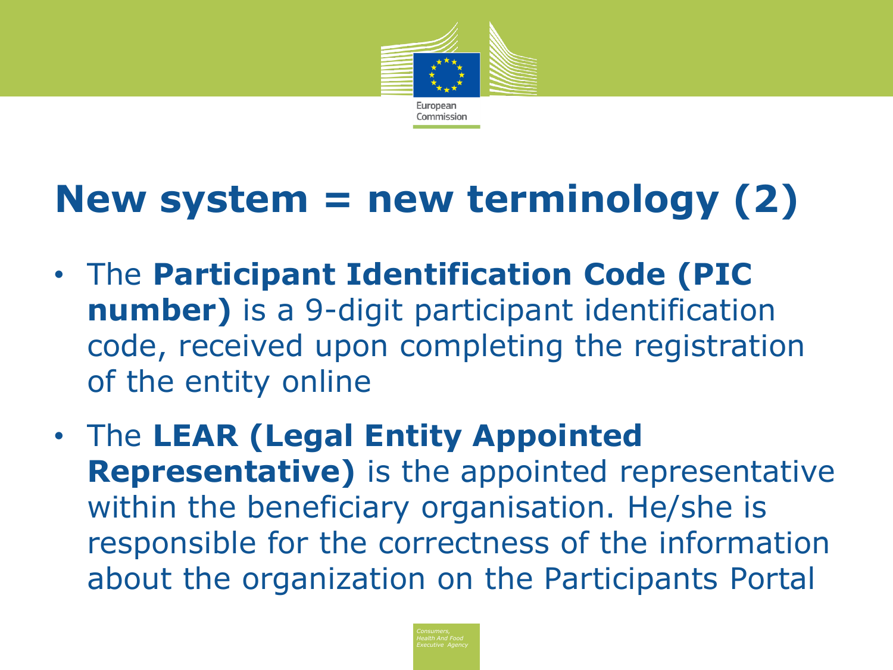# New system = new terminology (2)

- The **Participant Identification Code (PIC number)** is a 9-digit participant identification code, received upon completing the registration of the entity online
- The **LEAR (Legal Entity Appointed Representative)** is the appointed representative within the beneficiary organisation. He/she is responsible for the correctness of the information about the organization on the Participants Portal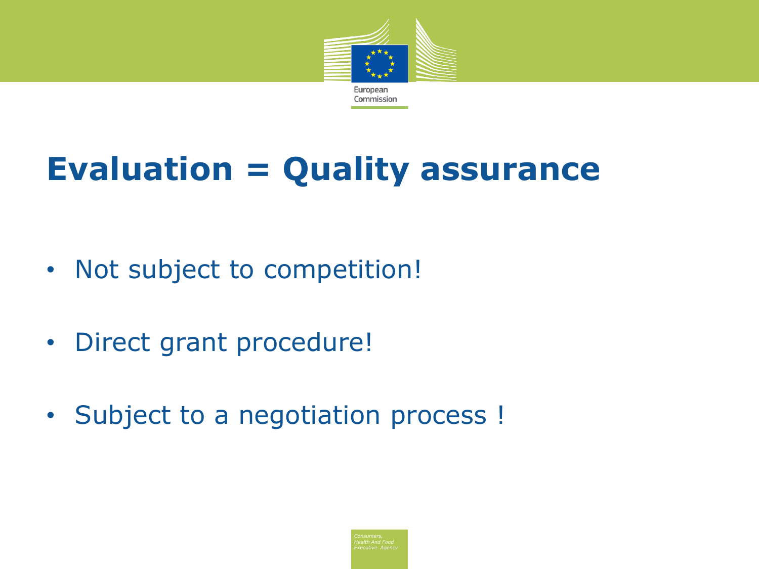# Evaluation = Quality assurance

- Not subject to competition!
- Direct grant procedure!
- Subject to a negotiation process !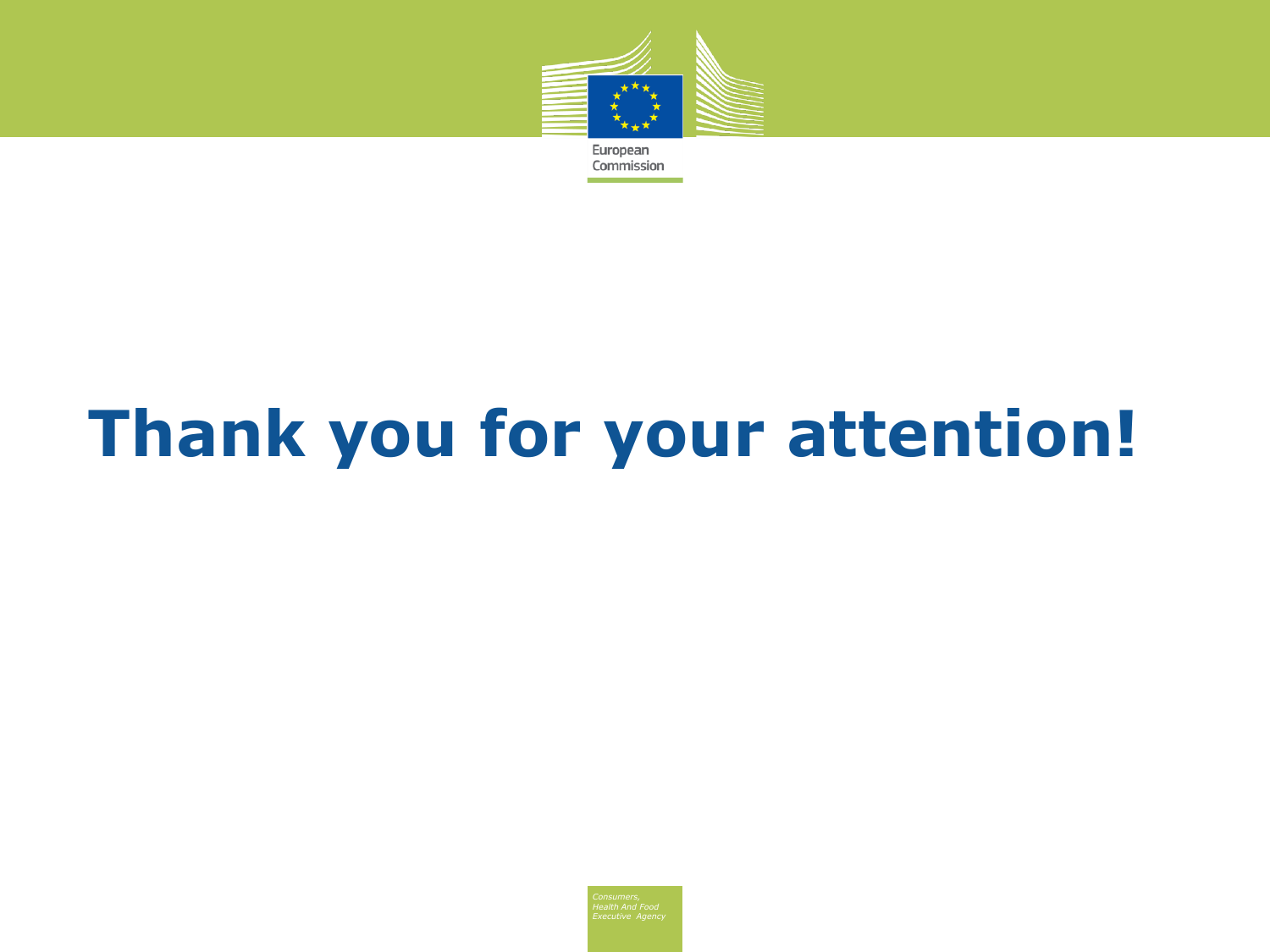# Thank you for your attention!